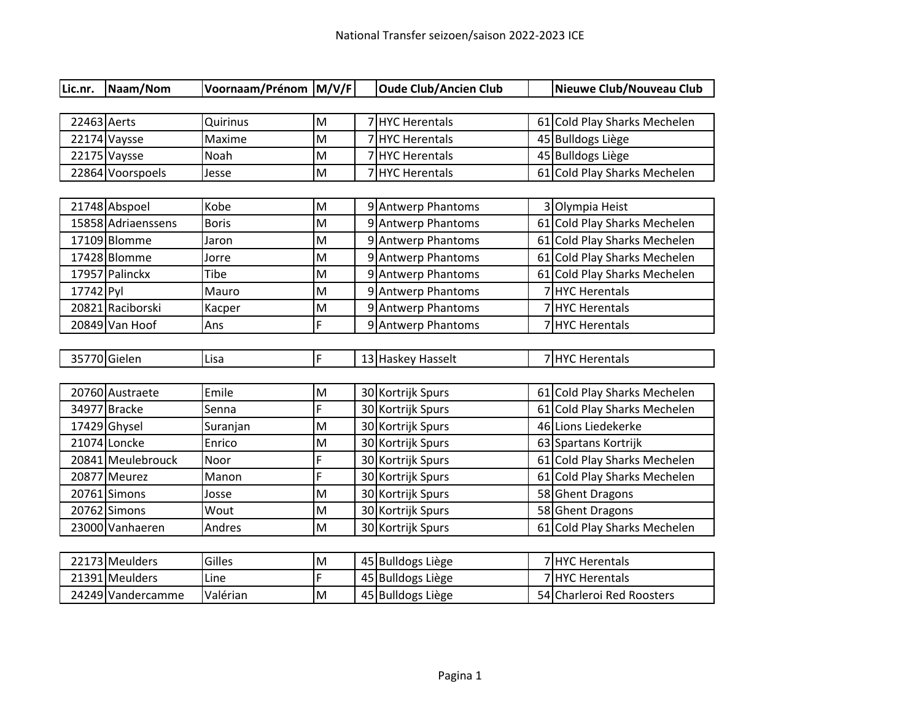# National Transfer seizoen/saison 2022-2023 ICE

| Lic.nr. | Naam/Nom | Voornaam/Prénom | M/V/F | | Oude Club/Ancien Club | | Nieuwe Club/Nouveau Club |
|---|---|---|---|---|---|---|---|
| 22463 | Aerts | Quirinus | M | 7 | HYC Herentals | 61 | Cold Play Sharks Mechelen |
| 22174 | Vaysse | Maxime | M | 7 | HYC Herentals | 45 | Bulldogs Liège |
| 22175 | Vaysse | Noah | M | 7 | HYC Herentals | 45 | Bulldogs Liège |
| 22864 | Voorspoels | Jesse | M | 7 | HYC Herentals | 61 | Cold Play Sharks Mechelen |
| 21748 | Abspoel | Kobe | M | 9 | Antwerp Phantoms | 3 | Olympia Heist |
| 15858 | Adriaenssens | Boris | M | 9 | Antwerp Phantoms | 61 | Cold Play Sharks Mechelen |
| 17109 | Blomme | Jaron | M | 9 | Antwerp Phantoms | 61 | Cold Play Sharks Mechelen |
| 17428 | Blomme | Jorre | M | 9 | Antwerp Phantoms | 61 | Cold Play Sharks Mechelen |
| 17957 | Palinckx | Tibe | M | 9 | Antwerp Phantoms | 61 | Cold Play Sharks Mechelen |
| 17742 | Pyl | Mauro | M | 9 | Antwerp Phantoms | 7 | HYC Herentals |
| 20821 | Raciborski | Kacper | M | 9 | Antwerp Phantoms | 7 | HYC Herentals |
| 20849 | Van Hoof | Ans | F | 9 | Antwerp Phantoms | 7 | HYC Herentals |
| 35770 | Gielen | Lisa | F | 13 | Haskey Hasselt | 7 | HYC Herentals |
| 20760 | Austraete | Emile | M | 30 | Kortrijk Spurs | 61 | Cold Play Sharks Mechelen |
| 34977 | Bracke | Senna | F | 30 | Kortrijk Spurs | 61 | Cold Play Sharks Mechelen |
| 17429 | Ghysel | Suranjan | M | 30 | Kortrijk Spurs | 46 | Lions Liedekerke |
| 21074 | Loncke | Enrico | M | 30 | Kortrijk Spurs | 63 | Spartans Kortrijk |
| 20841 | Meulebrouck | Noor | F | 30 | Kortrijk Spurs | 61 | Cold Play Sharks Mechelen |
| 20877 | Meurez | Manon | F | 30 | Kortrijk Spurs | 61 | Cold Play Sharks Mechelen |
| 20761 | Simons | Josse | M | 30 | Kortrijk Spurs | 58 | Ghent Dragons |
| 20762 | Simons | Wout | M | 30 | Kortrijk Spurs | 58 | Ghent Dragons |
| 23000 | Vanhaeren | Andres | M | 30 | Kortrijk Spurs | 61 | Cold Play Sharks Mechelen |
| 22173 | Meulders | Gilles | M | 45 | Bulldogs Liège | 7 | HYC Herentals |
| 21391 | Meulders | Line | F | 45 | Bulldogs Liège | 7 | HYC Herentals |
| 24249 | Vandercamme | Valérian | M | 45 | Bulldogs Liège | 54 | Charleroi Red Roosters |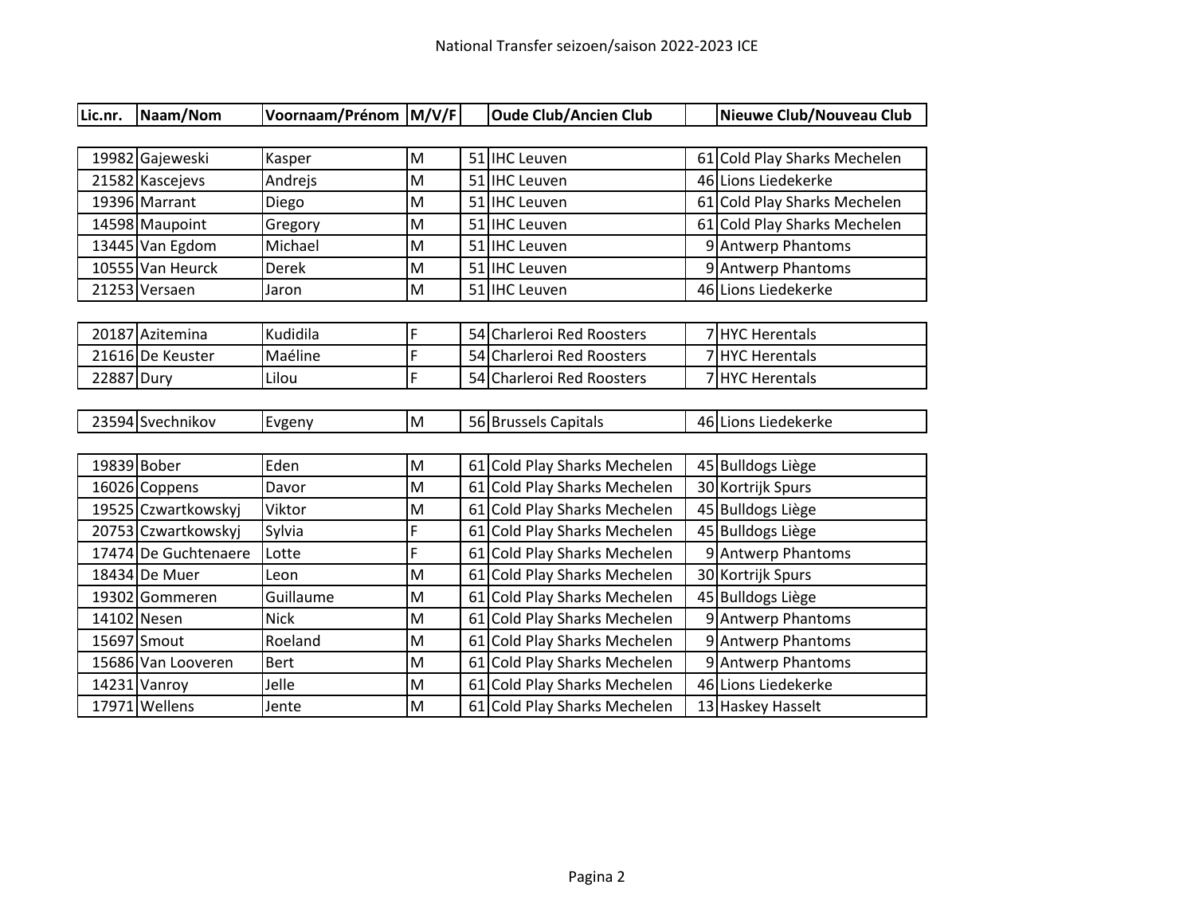National Transfer seizoen/saison 2022-2023 ICE

| Lic.nr. | Naam/Nom | Voornaam/Prénom | M/V/F | | Oude Club/Ancien Club | | Nieuwe Club/Nouveau Club |
|---|---|---|---|---|---|---|---|
| 19982 | Gajeweski | Kasper | M | 51 | IHC Leuven | 61 | Cold Play Sharks Mechelen |
| 21582 | Kascejevs | Andrejs | M | 51 | IHC Leuven | 46 | Lions Liedekerke |
| 19396 | Marrant | Diego | M | 51 | IHC Leuven | 61 | Cold Play Sharks Mechelen |
| 14598 | Maupoint | Gregory | M | 51 | IHC Leuven | 61 | Cold Play Sharks Mechelen |
| 13445 | Van Egdom | Michael | M | 51 | IHC Leuven | 9 | Antwerp Phantoms |
| 10555 | Van Heurck | Derek | M | 51 | IHC Leuven | 9 | Antwerp Phantoms |
| 21253 | Versaen | Jaron | M | 51 | IHC Leuven | 46 | Lions Liedekerke |
| 20187 | Azitemina | Kudidila | F | 54 | Charleroi Red Roosters | 7 | HYC Herentals |
| 21616 | De Keuster | Maéline | F | 54 | Charleroi Red Roosters | 7 | HYC Herentals |
| 22887 | Dury | Lilou | F | 54 | Charleroi Red Roosters | 7 | HYC Herentals |
| 23594 | Svechnikov | Evgeny | M | 56 | Brussels Capitals | 46 | Lions Liedekerke |
| 19839 | Bober | Eden | M | 61 | Cold Play Sharks Mechelen | 45 | Bulldogs Liège |
| 16026 | Coppens | Davor | M | 61 | Cold Play Sharks Mechelen | 30 | Kortrijk Spurs |
| 19525 | Czwartkowskyj | Viktor | M | 61 | Cold Play Sharks Mechelen | 45 | Bulldogs Liège |
| 20753 | Czwartkowskyj | Sylvia | F | 61 | Cold Play Sharks Mechelen | 45 | Bulldogs Liège |
| 17474 | De Guchtenaere | Lotte | F | 61 | Cold Play Sharks Mechelen | 9 | Antwerp Phantoms |
| 18434 | De Muer | Leon | M | 61 | Cold Play Sharks Mechelen | 30 | Kortrijk Spurs |
| 19302 | Gommeren | Guillaume | M | 61 | Cold Play Sharks Mechelen | 45 | Bulldogs Liège |
| 14102 | Nesen | Nick | M | 61 | Cold Play Sharks Mechelen | 9 | Antwerp Phantoms |
| 15697 | Smout | Roeland | M | 61 | Cold Play Sharks Mechelen | 9 | Antwerp Phantoms |
| 15686 | Van Looveren | Bert | M | 61 | Cold Play Sharks Mechelen | 9 | Antwerp Phantoms |
| 14231 | Vanroy | Jelle | M | 61 | Cold Play Sharks Mechelen | 46 | Lions Liedekerke |
| 17971 | Wellens | Jente | M | 61 | Cold Play Sharks Mechelen | 13 | Haskey Hasselt |